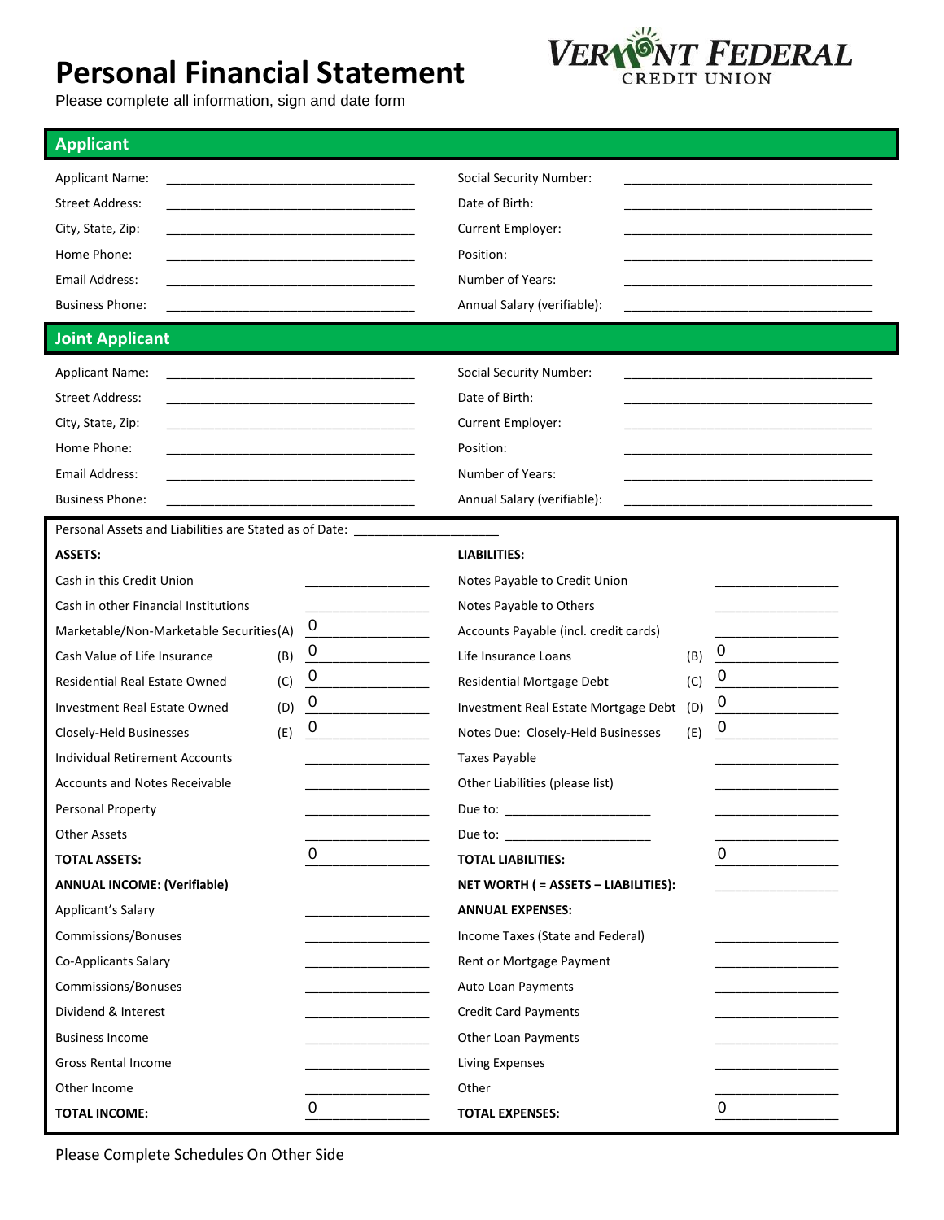# Personal Financial Statement

VERMONT FEDERAL CREDIT UNION

Please complete all information, sign and date form

## Applicant

| | | | |
|---|---|---|---|
| Applicant Name: | ___ | Social Security Number: | ___ |
| Street Address: | ___ | Date of Birth: | ___ |
| City, State, Zip: | ___ | Current Employer: | ___ |
| Home Phone: | ___ | Position: | ___ |
| Email Address: | ___ | Number of Years: | ___ |
| Business Phone: | ___ | Annual Salary (verifiable): | ___ |

## Joint Applicant

| | | | |
|---|---|---|---|
| Applicant Name: | ___ | Social Security Number: | ___ |
| Street Address: | ___ | Date of Birth: | ___ |
| City, State, Zip: | ___ | Current Employer: | ___ |
| Home Phone: | ___ | Position: | ___ |
| Email Address: | ___ | Number of Years: | ___ |
| Business Phone: | ___ | Annual Salary (verifiable): | ___ |

Personal Assets and Liabilities are Stated as of Date: ___

| **ASSETS:** | | | **LIABILITIES:** | | |
|---|---|---|---|---|---|
| Cash in this Credit Union | | ___ | Notes Payable to Credit Union | | ___ |
| Cash in other Financial Institutions | | ___ | Notes Payable to Others | | ___ |
| Marketable/Non-Marketable Securities | (A) | 0 | Accounts Payable (incl. credit cards) | | ___ |
| Cash Value of Life Insurance | (B) | 0 | Life Insurance Loans | (B) | 0 |
| Residential Real Estate Owned | (C) | 0 | Residential Mortgage Debt | (C) | 0 |
| Investment Real Estate Owned | (D) | 0 | Investment Real Estate Mortgage Debt | (D) | 0 |
| Closely-Held Businesses | (E) | 0 | Notes Due: Closely-Held Businesses | (E) | 0 |
| Individual Retirement Accounts | | ___ | Taxes Payable | | ___ |
| Accounts and Notes Receivable | | ___ | Other Liabilities (please list) | | ___ |
| Personal Property | | ___ | Due to: ___ | | ___ |
| Other Assets | | ___ | Due to: ___ | | ___ |
| **TOTAL ASSETS:** | | 0 | **TOTAL LIABILITIES:** | | 0 |
| **ANNUAL INCOME: (Verifiable)** | | | **NET WORTH ( = ASSETS – LIABILITIES):** | | ___ |
| Applicant's Salary | | ___ | **ANNUAL EXPENSES:** | | |
| Commissions/Bonuses | | ___ | Income Taxes (State and Federal) | | ___ |
| Co-Applicants Salary | | ___ | Rent or Mortgage Payment | | ___ |
| Commissions/Bonuses | | ___ | Auto Loan Payments | | ___ |
| Dividend & Interest | | ___ | Credit Card Payments | | ___ |
| Business Income | | ___ | Other Loan Payments | | ___ |
| Gross Rental Income | | ___ | Living Expenses | | ___ |
| Other Income | | ___ | Other | | ___ |
| **TOTAL INCOME:** | | 0 | **TOTAL EXPENSES:** | | 0 |

Please Complete Schedules On Other Side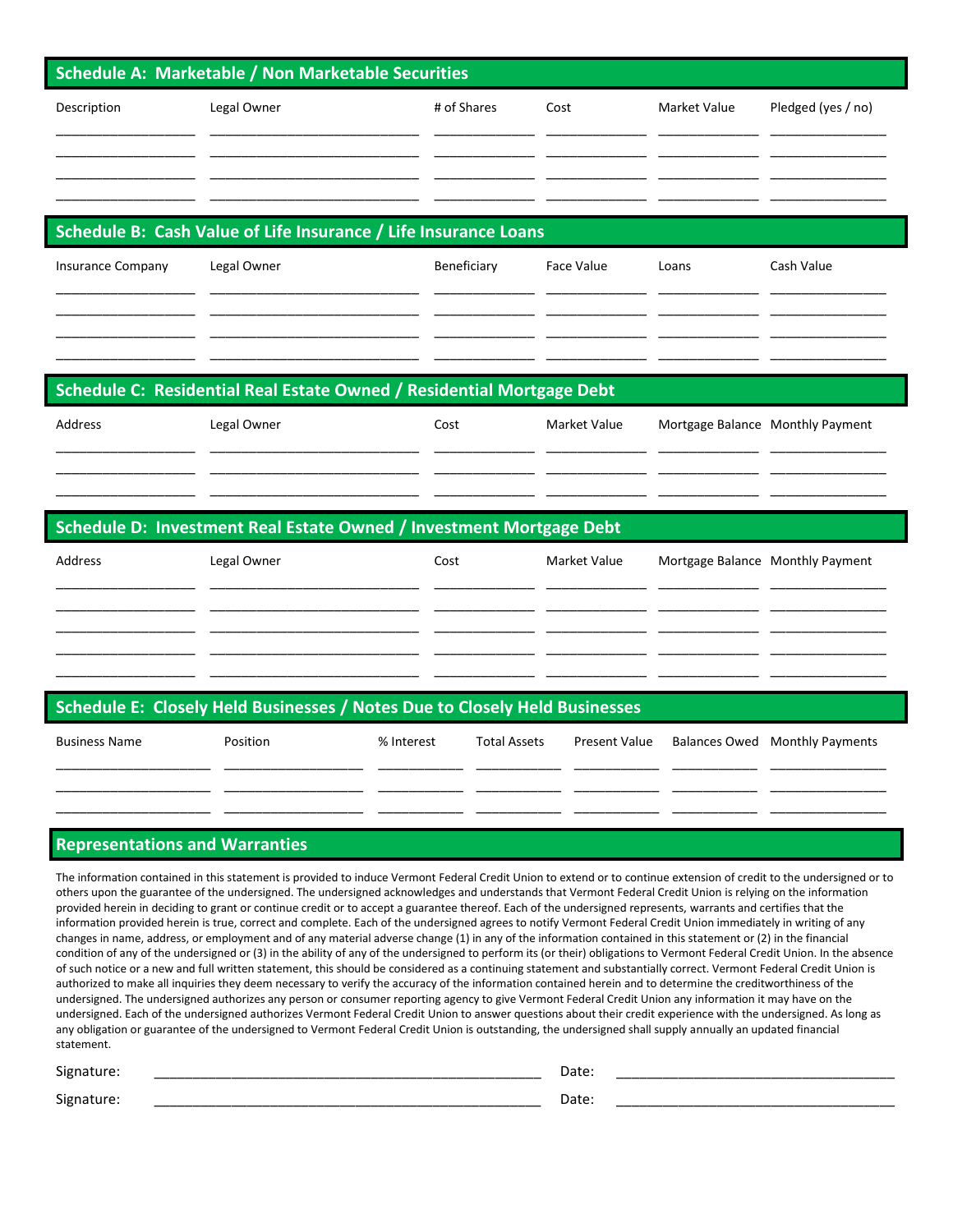## Schedule A: Marketable / Non Marketable Securities

| Description | Legal Owner | # of Shares | Cost | Market Value | Pledged (yes / no) |
|---|---|---|---|---|---|
| | | | | | |
| | | | | | |
| | | | | | |
| | | | | | |

## Schedule B: Cash Value of Life Insurance / Life Insurance Loans

| Insurance Company | Legal Owner | Beneficiary | Face Value | Loans | Cash Value |
|---|---|---|---|---|---|
| | | | | | |
| | | | | | |
| | | | | | |
| | | | | | |

## Schedule C: Residential Real Estate Owned / Residential Mortgage Debt

| Address | Legal Owner | Cost | Market Value | Mortgage Balance | Monthly Payment |
|---|---|---|---|---|---|
| | | | | | |
| | | | | | |
| | | | | | |

## Schedule D: Investment Real Estate Owned / Investment Mortgage Debt

| Address | Legal Owner | Cost | Market Value | Mortgage Balance | Monthly Payment |
|---|---|---|---|---|---|
| | | | | | |
| | | | | | |
| | | | | | |
| | | | | | |
| | | | | | |

## Schedule E: Closely Held Businesses / Notes Due to Closely Held Businesses

| Business Name | Position | % Interest | Total Assets | Present Value | Balances Owed | Monthly Payments |
|---|---|---|---|---|---|---|
| | | | | | | |
| | | | | | | |
| | | | | | | |

## Representations and Warranties

The information contained in this statement is provided to induce Vermont Federal Credit Union to extend or to continue extension of credit to the undersigned or to others upon the guarantee of the undersigned. The undersigned acknowledges and understands that Vermont Federal Credit Union is relying on the information provided herein in deciding to grant or continue credit or to accept a guarantee thereof. Each of the undersigned represents, warrants and certifies that the information provided herein is true, correct and complete. Each of the undersigned agrees to notify Vermont Federal Credit Union immediately in writing of any changes in name, address, or employment and of any material adverse change (1) in any of the information contained in this statement or (2) in the financial condition of any of the undersigned or (3) in the ability of any of the undersigned to perform its (or their) obligations to Vermont Federal Credit Union. In the absence of such notice or a new and full written statement, this should be considered as a continuing statement and substantially correct. Vermont Federal Credit Union is authorized to make all inquiries they deem necessary to verify the accuracy of the information contained herein and to determine the creditworthiness of the undersigned. The undersigned authorizes any person or consumer reporting agency to give Vermont Federal Credit Union any information it may have on the undersigned. Each of the undersigned authorizes Vermont Federal Credit Union to answer questions about their credit experience with the undersigned. As long as any obligation or guarantee of the undersigned to Vermont Federal Credit Union is outstanding, the undersigned shall supply annually an updated financial statement.

Signature: ______________________________ Date: ______________________

Signature: ______________________________ Date: ______________________